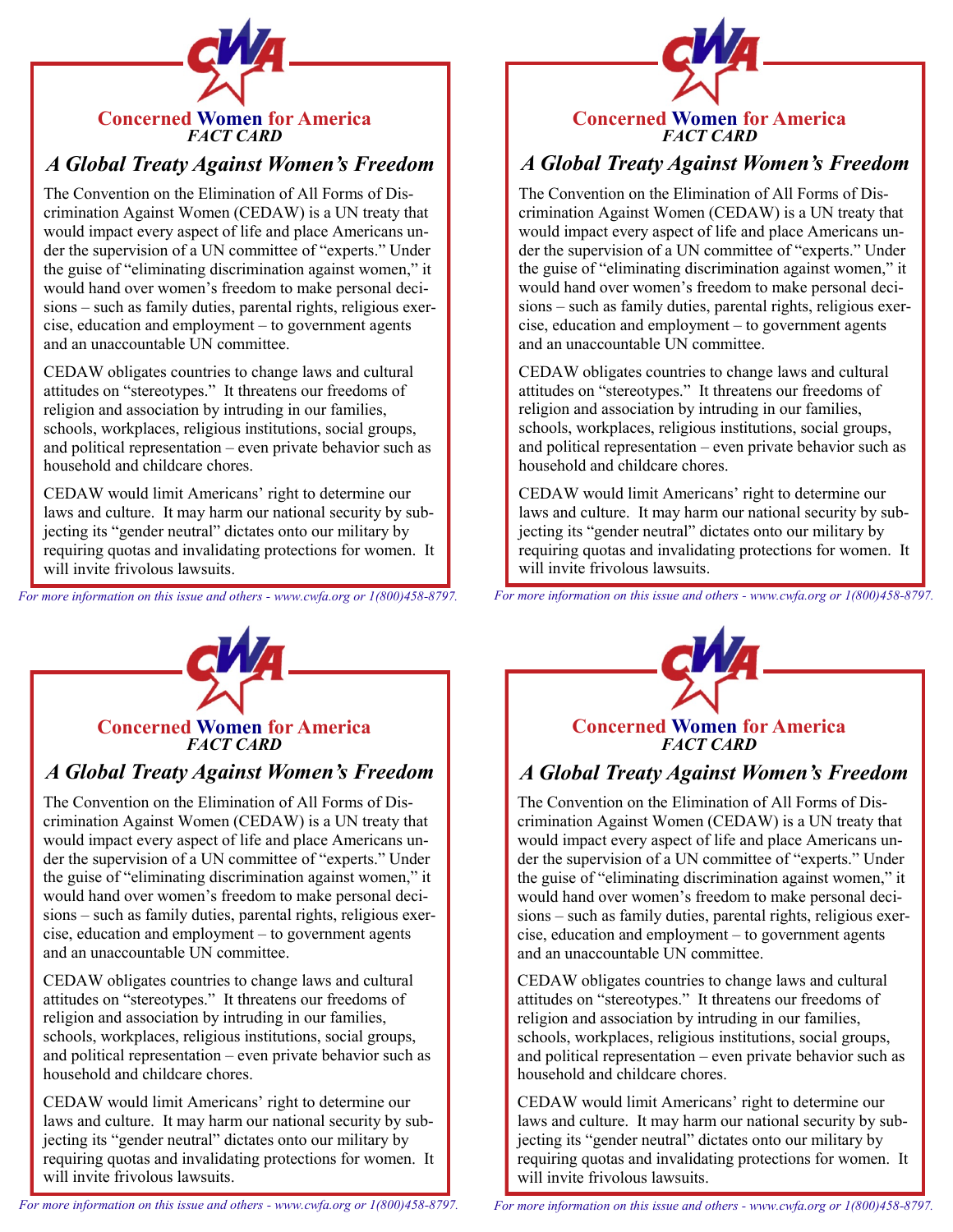**Concerned Women for America**
*FACT CARD*

## *A Global Treaty Against Women's Freedom*

The Convention on the Elimination of All Forms of Discrimination Against Women (CEDAW) is a UN treaty that would impact every aspect of life and place Americans under the supervision of a UN committee of "experts." Under the guise of "eliminating discrimination against women," it would hand over women's freedom to make personal decisions – such as family duties, parental rights, religious exercise, education and employment – to government agents and an unaccountable UN committee.

CEDAW obligates countries to change laws and cultural attitudes on "stereotypes." It threatens our freedoms of religion and association by intruding in our families, schools, workplaces, religious institutions, social groups, and political representation – even private behavior such as household and childcare chores.

CEDAW would limit Americans' right to determine our laws and culture. It may harm our national security by subjecting its "gender neutral" dictates onto our military by requiring quotas and invalidating protections for women. It will invite frivolous lawsuits.

*For more information on this issue and others - www.cwfa.org or 1(800)458-8797.*

---

**Concerned Women for America**
*FACT CARD*

## *A Global Treaty Against Women's Freedom*

The Convention on the Elimination of All Forms of Discrimination Against Women (CEDAW) is a UN treaty that would impact every aspect of life and place Americans under the supervision of a UN committee of "experts." Under the guise of "eliminating discrimination against women," it would hand over women's freedom to make personal decisions – such as family duties, parental rights, religious exercise, education and employment – to government agents and an unaccountable UN committee.

CEDAW obligates countries to change laws and cultural attitudes on "stereotypes." It threatens our freedoms of religion and association by intruding in our families, schools, workplaces, religious institutions, social groups, and political representation – even private behavior such as household and childcare chores.

CEDAW would limit Americans' right to determine our laws and culture. It may harm our national security by subjecting its "gender neutral" dictates onto our military by requiring quotas and invalidating protections for women. It will invite frivolous lawsuits.

*For more information on this issue and others - www.cwfa.org or 1(800)458-8797.*

---

**Concerned Women for America**
*FACT CARD*

## *A Global Treaty Against Women's Freedom*

The Convention on the Elimination of All Forms of Discrimination Against Women (CEDAW) is a UN treaty that would impact every aspect of life and place Americans under the supervision of a UN committee of "experts." Under the guise of "eliminating discrimination against women," it would hand over women's freedom to make personal decisions – such as family duties, parental rights, religious exercise, education and employment – to government agents and an unaccountable UN committee.

CEDAW obligates countries to change laws and cultural attitudes on "stereotypes." It threatens our freedoms of religion and association by intruding in our families, schools, workplaces, religious institutions, social groups, and political representation – even private behavior such as household and childcare chores.

CEDAW would limit Americans' right to determine our laws and culture. It may harm our national security by subjecting its "gender neutral" dictates onto our military by requiring quotas and invalidating protections for women. It will invite frivolous lawsuits.

*For more information on this issue and others - www.cwfa.org or 1(800)458-8797.*

---

**Concerned Women for America**
*FACT CARD*

## *A Global Treaty Against Women's Freedom*

The Convention on the Elimination of All Forms of Discrimination Against Women (CEDAW) is a UN treaty that would impact every aspect of life and place Americans under the supervision of a UN committee of "experts." Under the guise of "eliminating discrimination against women," it would hand over women's freedom to make personal decisions – such as family duties, parental rights, religious exercise, education and employment – to government agents and an unaccountable UN committee.

CEDAW obligates countries to change laws and cultural attitudes on "stereotypes." It threatens our freedoms of religion and association by intruding in our families, schools, workplaces, religious institutions, social groups, and political representation – even private behavior such as household and childcare chores.

CEDAW would limit Americans' right to determine our laws and culture. It may harm our national security by subjecting its "gender neutral" dictates onto our military by requiring quotas and invalidating protections for women. It will invite frivolous lawsuits.

*For more information on this issue and others - www.cwfa.org or 1(800)458-8797.*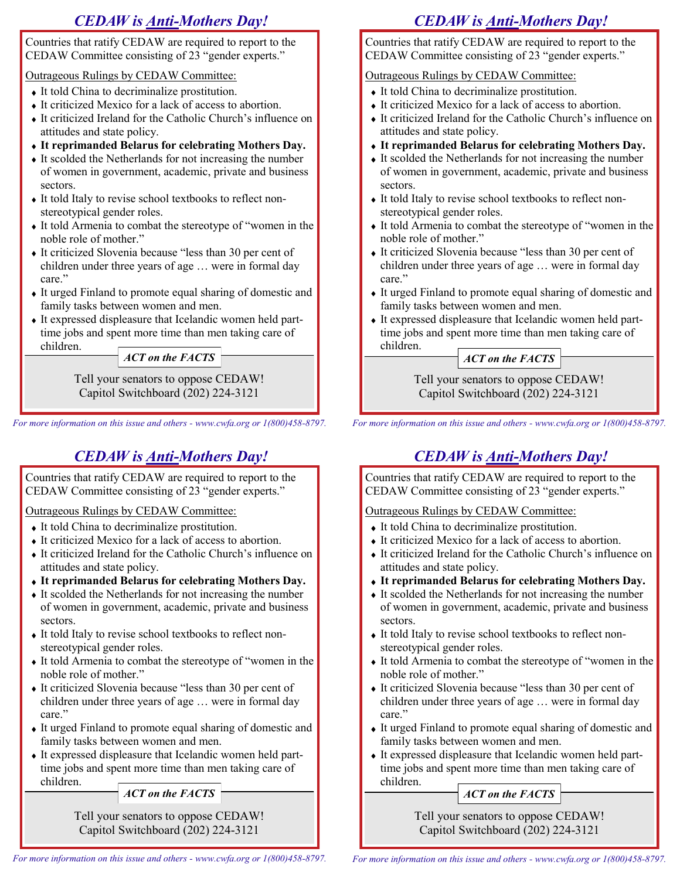## *CEDAW is Anti-Mothers Day!*

Countries that ratify CEDAW are required to report to the CEDAW Committee consisting of 23 "gender experts."

Outrageous Rulings by CEDAW Committee:

- It told China to decriminalize prostitution.
- It criticized Mexico for a lack of access to abortion.
- It criticized Ireland for the Catholic Church's influence on attitudes and state policy.
- **It reprimanded Belarus for celebrating Mothers Day.**
- It scolded the Netherlands for not increasing the number of women in government, academic, private and business sectors.
- It told Italy to revise school textbooks to reflect non-stereotypical gender roles.
- It told Armenia to combat the stereotype of "women in the noble role of mother."
- It criticized Slovenia because "less than 30 per cent of children under three years of age … were in formal day care."
- It urged Finland to promote equal sharing of domestic and family tasks between women and men.
- It expressed displeasure that Icelandic women held part-time jobs and spent more time than men taking care of children.

***ACT on the FACTS***

Tell your senators to oppose CEDAW!
Capitol Switchboard (202) 224-3121

*For more information on this issue and others - www.cwfa.org or 1(800)458-8797.*

## *CEDAW is Anti-Mothers Day!*

Countries that ratify CEDAW are required to report to the CEDAW Committee consisting of 23 "gender experts."

Outrageous Rulings by CEDAW Committee:

- It told China to decriminalize prostitution.
- It criticized Mexico for a lack of access to abortion.
- It criticized Ireland for the Catholic Church's influence on attitudes and state policy.
- **It reprimanded Belarus for celebrating Mothers Day.**
- It scolded the Netherlands for not increasing the number of women in government, academic, private and business sectors.
- It told Italy to revise school textbooks to reflect non-stereotypical gender roles.
- It told Armenia to combat the stereotype of "women in the noble role of mother."
- It criticized Slovenia because "less than 30 per cent of children under three years of age … were in formal day care."
- It urged Finland to promote equal sharing of domestic and family tasks between women and men.
- It expressed displeasure that Icelandic women held part-time jobs and spent more time than men taking care of children.

***ACT on the FACTS***

Tell your senators to oppose CEDAW!
Capitol Switchboard (202) 224-3121

*For more information on this issue and others - www.cwfa.org or 1(800)458-8797.*

## *CEDAW is Anti-Mothers Day!*

Countries that ratify CEDAW are required to report to the CEDAW Committee consisting of 23 "gender experts."

Outrageous Rulings by CEDAW Committee:

- It told China to decriminalize prostitution.
- It criticized Mexico for a lack of access to abortion.
- It criticized Ireland for the Catholic Church's influence on attitudes and state policy.
- **It reprimanded Belarus for celebrating Mothers Day.**
- It scolded the Netherlands for not increasing the number of women in government, academic, private and business sectors.
- It told Italy to revise school textbooks to reflect non-stereotypical gender roles.
- It told Armenia to combat the stereotype of "women in the noble role of mother."
- It criticized Slovenia because "less than 30 per cent of children under three years of age … were in formal day care."
- It urged Finland to promote equal sharing of domestic and family tasks between women and men.
- It expressed displeasure that Icelandic women held part-time jobs and spent more time than men taking care of children.

***ACT on the FACTS***

Tell your senators to oppose CEDAW!
Capitol Switchboard (202) 224-3121

*For more information on this issue and others - www.cwfa.org or 1(800)458-8797.*

## *CEDAW is Anti-Mothers Day!*

Countries that ratify CEDAW are required to report to the CEDAW Committee consisting of 23 "gender experts."

Outrageous Rulings by CEDAW Committee:

- It told China to decriminalize prostitution.
- It criticized Mexico for a lack of access to abortion.
- It criticized Ireland for the Catholic Church's influence on attitudes and state policy.
- **It reprimanded Belarus for celebrating Mothers Day.**
- It scolded the Netherlands for not increasing the number of women in government, academic, private and business sectors.
- It told Italy to revise school textbooks to reflect non-stereotypical gender roles.
- It told Armenia to combat the stereotype of "women in the noble role of mother."
- It criticized Slovenia because "less than 30 per cent of children under three years of age … were in formal day care."
- It urged Finland to promote equal sharing of domestic and family tasks between women and men.
- It expressed displeasure that Icelandic women held part-time jobs and spent more time than men taking care of children.

***ACT on the FACTS***

Tell your senators to oppose CEDAW!
Capitol Switchboard (202) 224-3121

*For more information on this issue and others - www.cwfa.org or 1(800)458-8797.*